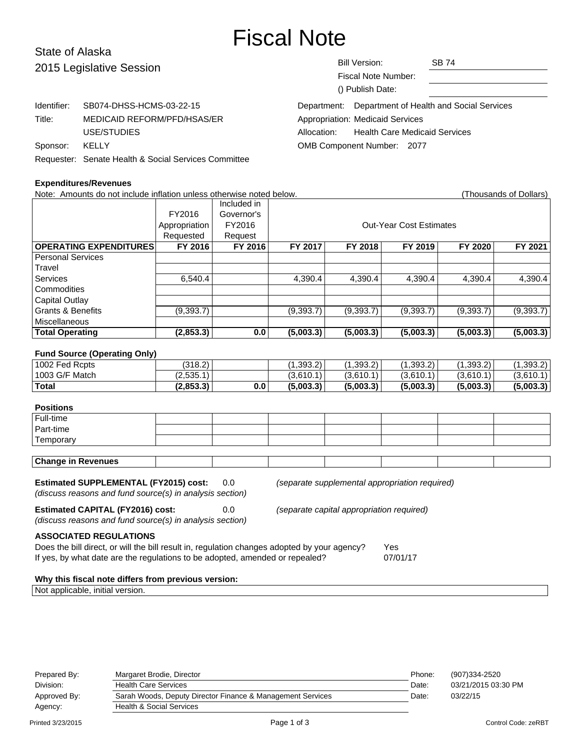# Fiscal Note

State of Alaska
2015 Legislative Session

Bill Version: SB 74
Fiscal Note Number:
() Publish Date:

Identifier: SB074-DHSS-HCMS-03-22-15
Title: MEDICAID REFORM/PFD/HSAS/ER USE/STUDIES
Sponsor: KELLY
Requester: Senate Health & Social Services Committee

Department: Department of Health and Social Services
Appropriation: Medicaid Services
Allocation: Health Care Medicaid Services
OMB Component Number: 2077

**Expenditures/Revenues**

Note: Amounts do not include inflation unless otherwise noted below. (Thousands of Dollars)

| | FY2016 Appropriation Requested | Included in Governor's FY2016 Request | Out-Year Cost Estimates | | | | |
|---|---|---|---|---|---|---|---|
| **OPERATING EXPENDITURES** | **FY 2016** | **FY 2016** | **FY 2017** | **FY 2018** | **FY 2019** | **FY 2020** | **FY 2021** |
| Personal Services | | | | | | | |
| Travel | | | | | | | |
| Services | 6,540.4 | | 4,390.4 | 4,390.4 | 4,390.4 | 4,390.4 | 4,390.4 |
| Commodities | | | | | | | |
| Capital Outlay | | | | | | | |
| Grants & Benefits | (9,393.7) | | (9,393.7) | (9,393.7) | (9,393.7) | (9,393.7) | (9,393.7) |
| Miscellaneous | | | | | | | |
| **Total Operating** | **(2,853.3)** | **0.0** | **(5,003.3)** | **(5,003.3)** | **(5,003.3)** | **(5,003.3)** | **(5,003.3)** |

**Fund Source (Operating Only)**

| | | | | | | | |
|---|---|---|---|---|---|---|---|
| 1002 Fed Rcpts | (318.2) | | (1,393.2) | (1,393.2) | (1,393.2) | (1,393.2) | (1,393.2) |
| 1003 G/F Match | (2,535.1) | | (3,610.1) | (3,610.1) | (3,610.1) | (3,610.1) | (3,610.1) |
| **Total** | **(2,853.3)** | **0.0** | **(5,003.3)** | **(5,003.3)** | **(5,003.3)** | **(5,003.3)** | **(5,003.3)** |

**Positions**

| | | | | | | | |
|---|---|---|---|---|---|---|---|
| Full-time | | | | | | | |
| Part-time | | | | | | | |
| Temporary | | | | | | | |

| | | | | | | | |
|---|---|---|---|---|---|---|---|
| **Change in Revenues** | | | | | | | |

**Estimated SUPPLEMENTAL (FY2015) cost:** 0.0 *(separate supplemental appropriation required)*
*(discuss reasons and fund source(s) in analysis section)*

**Estimated CAPITAL (FY2016) cost:** 0.0 *(separate capital appropriation required)*
*(discuss reasons and fund source(s) in analysis section)*

**ASSOCIATED REGULATIONS**

Does the bill direct, or will the bill result in, regulation changes adopted by your agency? Yes
If yes, by what date are the regulations to be adopted, amended or repealed? 07/01/17

**Why this fiscal note differs from previous version:**

Not applicable, initial version.

| | | | |
|---|---|---|---|
| Prepared By: | Margaret Brodie, Director | Phone: | (907)334-2520 |
| Division: | Health Care Services | Date: | 03/21/2015 03:30 PM |
| Approved By: | Sarah Woods, Deputy Director Finance & Management Services | Date: | 03/22/15 |
| Agency: | Health & Social Services | | |

Printed 3/23/2015 Control Code: zeRBT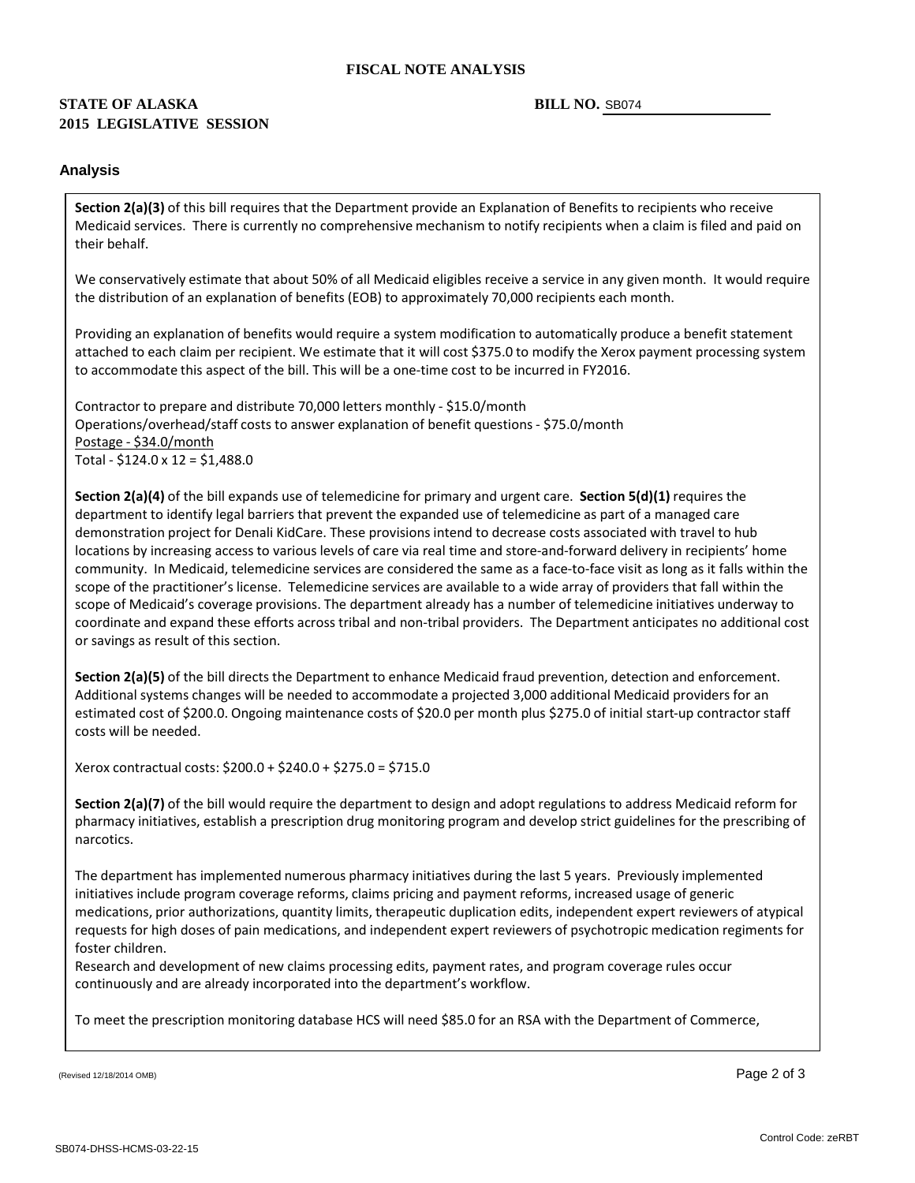FISCAL NOTE ANALYSIS

**STATE OF ALASKA**
**2015 LEGISLATIVE SESSION**

**BILL NO.** SB074

## Analysis

**Section 2(a)(3)** of this bill requires that the Department provide an Explanation of Benefits to recipients who receive Medicaid services. There is currently no comprehensive mechanism to notify recipients when a claim is filed and paid on their behalf.

We conservatively estimate that about 50% of all Medicaid eligibles receive a service in any given month. It would require the distribution of an explanation of benefits (EOB) to approximately 70,000 recipients each month.

Providing an explanation of benefits would require a system modification to automatically produce a benefit statement attached to each claim per recipient. We estimate that it will cost $375.0 to modify the Xerox payment processing system to accommodate this aspect of the bill. This will be a one-time cost to be incurred in FY2016.

Contractor to prepare and distribute 70,000 letters monthly - $15.0/month
Operations/overhead/staff costs to answer explanation of benefit questions - $75.0/month
Postage - $34.0/month
Total - $124.0 x 12 = $1,488.0

**Section 2(a)(4)** of the bill expands use of telemedicine for primary and urgent care. **Section 5(d)(1)** requires the department to identify legal barriers that prevent the expanded use of telemedicine as part of a managed care demonstration project for Denali KidCare. These provisions intend to decrease costs associated with travel to hub locations by increasing access to various levels of care via real time and store-and-forward delivery in recipients' home community. In Medicaid, telemedicine services are considered the same as a face-to-face visit as long as it falls within the scope of the practitioner's license. Telemedicine services are available to a wide array of providers that fall within the scope of Medicaid's coverage provisions. The department already has a number of telemedicine initiatives underway to coordinate and expand these efforts across tribal and non-tribal providers. The Department anticipates no additional cost or savings as result of this section.

**Section 2(a)(5)** of the bill directs the Department to enhance Medicaid fraud prevention, detection and enforcement. Additional systems changes will be needed to accommodate a projected 3,000 additional Medicaid providers for an estimated cost of $200.0. Ongoing maintenance costs of $20.0 per month plus $275.0 of initial start-up contractor staff costs will be needed.

Xerox contractual costs: $200.0 + $240.0 + $275.0 = $715.0

**Section 2(a)(7)** of the bill would require the department to design and adopt regulations to address Medicaid reform for pharmacy initiatives, establish a prescription drug monitoring program and develop strict guidelines for the prescribing of narcotics.

The department has implemented numerous pharmacy initiatives during the last 5 years. Previously implemented initiatives include program coverage reforms, claims pricing and payment reforms, increased usage of generic medications, prior authorizations, quantity limits, therapeutic duplication edits, independent expert reviewers of atypical requests for high doses of pain medications, and independent expert reviewers of psychotropic medication regimens for foster children.
Research and development of new claims processing edits, payment rates, and program coverage rules occur continuously and are already incorporated into the department's workflow.

To meet the prescription monitoring database HCS will need $85.0 for an RSA with the Department of Commerce,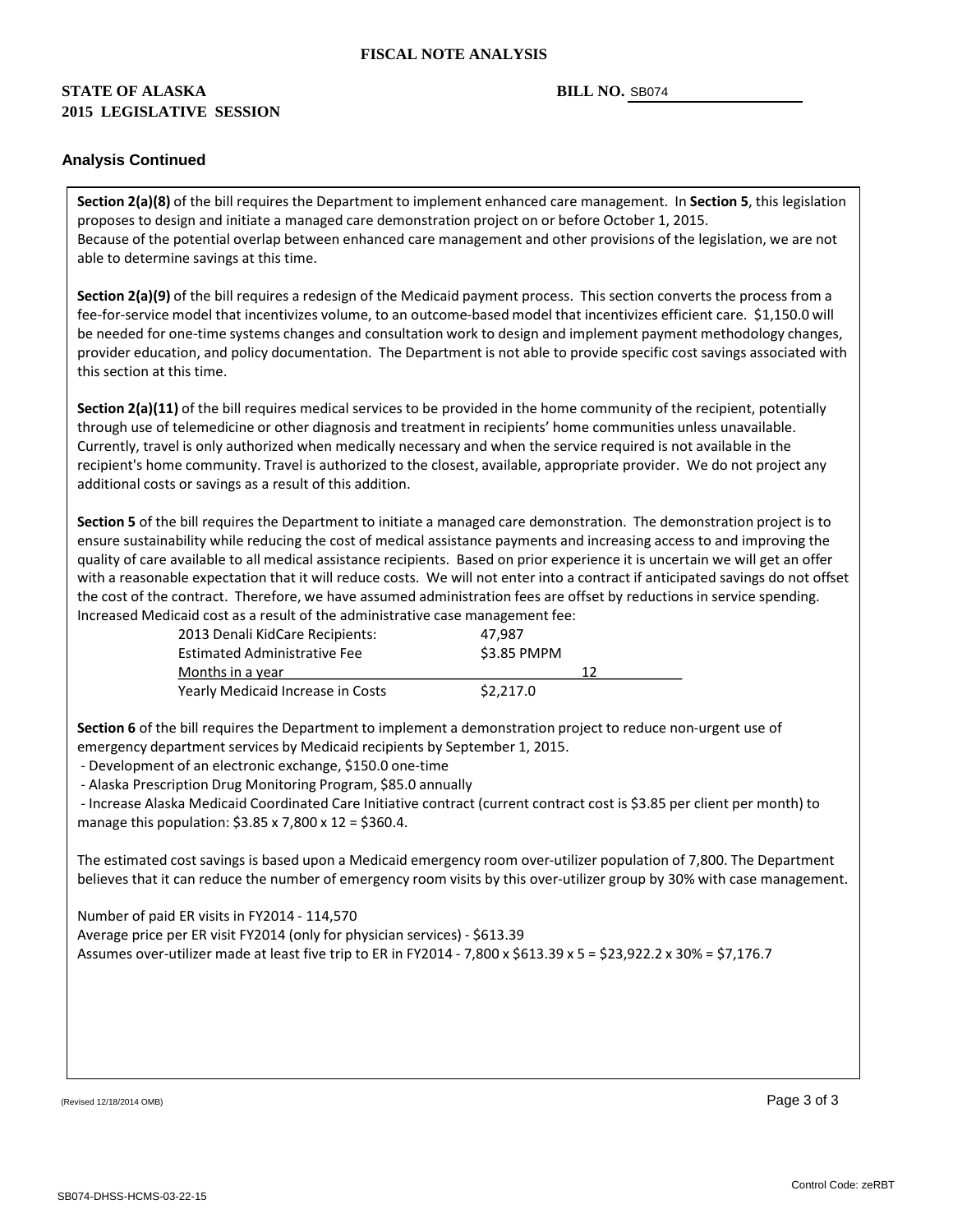**FISCAL NOTE ANALYSIS**

**STATE OF ALASKA**
**2015 LEGISLATIVE SESSION**

**BILL NO.** SB074

## Analysis Continued

**Section 2(a)(8)** of the bill requires the Department to implement enhanced care management. In **Section 5**, this legislation proposes to design and initiate a managed care demonstration project on or before October 1, 2015.
Because of the potential overlap between enhanced care management and other provisions of the legislation, we are not able to determine savings at this time.

**Section 2(a)(9)** of the bill requires a redesign of the Medicaid payment process. This section converts the process from a fee-for-service model that incentivizes volume, to an outcome-based model that incentivizes efficient care. $1,150.0 will be needed for one-time systems changes and consultation work to design and implement payment methodology changes, provider education, and policy documentation. The Department is not able to provide specific cost savings associated with this section at this time.

**Section 2(a)(11)** of the bill requires medical services to be provided in the home community of the recipient, potentially through use of telemedicine or other diagnosis and treatment in recipients' home communities unless unavailable. Currently, travel is only authorized when medically necessary and when the service required is not available in the recipient's home community. Travel is authorized to the closest, available, appropriate provider. We do not project any additional costs or savings as a result of this addition.

**Section 5** of the bill requires the Department to initiate a managed care demonstration. The demonstration project is to ensure sustainability while reducing the cost of medical assistance payments and increasing access to and improving the quality of care available to all medical assistance recipients. Based on prior experience it is uncertain we will get an offer with a reasonable expectation that it will reduce costs. We will not enter into a contract if anticipated savings do not offset the cost of the contract. Therefore, we have assumed administration fees are offset by reductions in service spending.
Increased Medicaid cost as a result of the administrative case management fee:

| | |
|---|---|
| 2013 Denali KidCare Recipients: | 47,987 |
| Estimated Administrative Fee | $3.85 PMPM |
| Months in a year | 12 |
| Yearly Medicaid Increase in Costs | $2,217.0 |

**Section 6** of the bill requires the Department to implement a demonstration project to reduce non-urgent use of emergency department services by Medicaid recipients by September 1, 2015.

- Development of an electronic exchange, $150.0 one-time
- Alaska Prescription Drug Monitoring Program, $85.0 annually
- Increase Alaska Medicaid Coordinated Care Initiative contract (current contract cost is $3.85 per client per month) to manage this population: $3.85 x 7,800 x 12 = $360.4.

The estimated cost savings is based upon a Medicaid emergency room over-utilizer population of 7,800. The Department believes that it can reduce the number of emergency room visits by this over-utilizer group by 30% with case management.

Number of paid ER visits in FY2014 - 114,570
Average price per ER visit FY2014 (only for physician services) - $613.39
Assumes over-utilizer made at least five trip to ER in FY2014 - 7,800 x $613.39 x 5 = $23,922.2 x 30% = $7,176.7

(Revised 12/18/2014 OMB)

Control Code: zeRBT

SB074-DHSS-HCMS-03-22-15